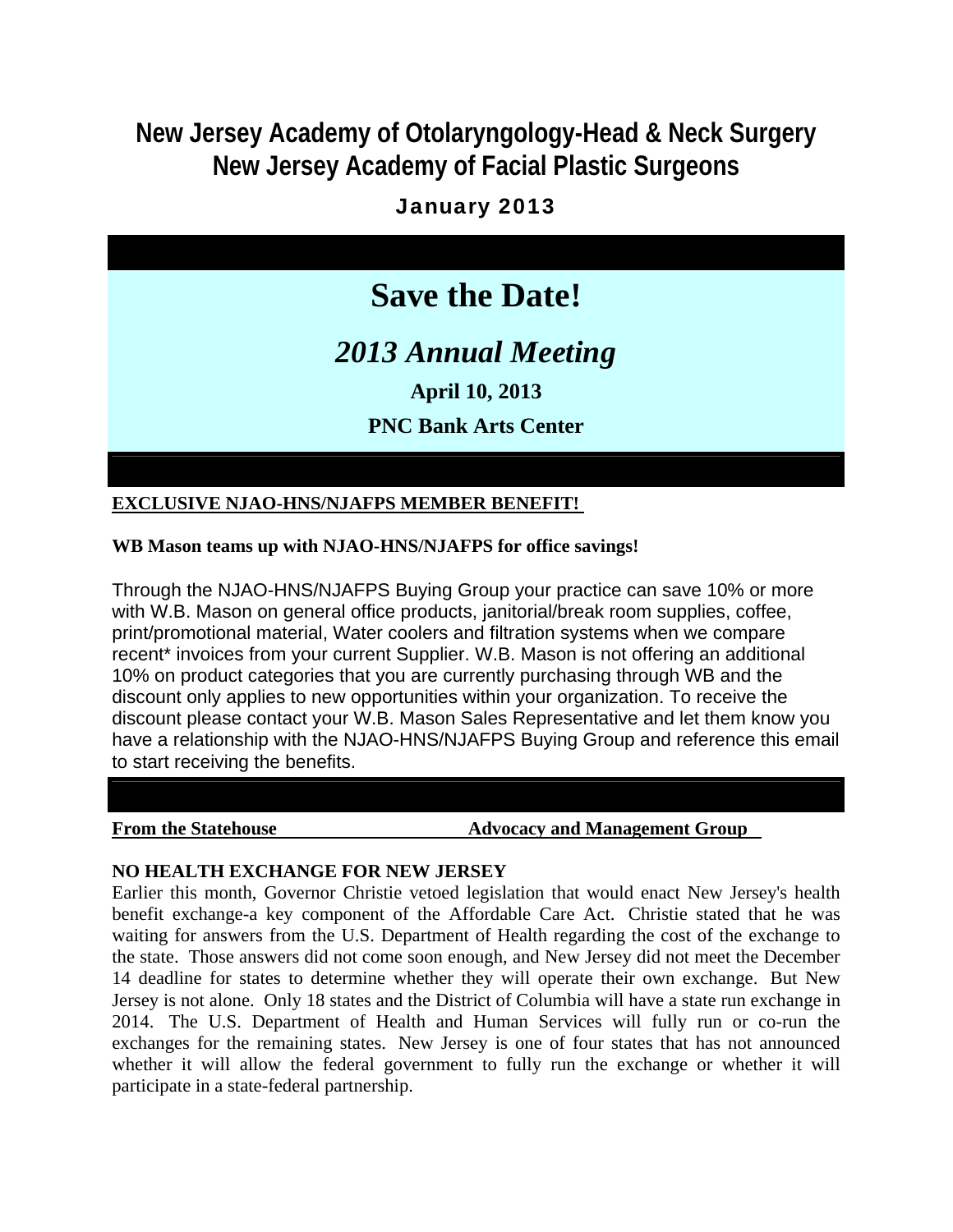# New Jersey Academy of Otolaryngology-Head & Neck Surgery
# New Jersey Academy of Facial Plastic Surgeons

**January 2013**

## Save the Date!

### *2013 Annual Meeting*

**April 10, 2013**

**PNC Bank Arts Center**

**EXCLUSIVE NJAO-HNS/NJAFPS MEMBER BENEFIT!**

**WB Mason teams up with NJAO-HNS/NJAFPS for office savings!**

Through the NJAO-HNS/NJAFPS Buying Group your practice can save 10% or more with W.B. Mason on general office products, janitorial/break room supplies, coffee, print/promotional material, Water coolers and filtration systems when we compare recent* invoices from your current Supplier. W.B. Mason is not offering an additional 10% on product categories that you are currently purchasing through WB and the discount only applies to new opportunities within your organization. To receive the discount please contact your W.B. Mason Sales Representative and let them know you have a relationship with the NJAO-HNS/NJAFPS Buying Group and reference this email to start receiving the benefits.

**From the Statehouse** **Advocacy and Management Group**

**NO HEALTH EXCHANGE FOR NEW JERSEY**

Earlier this month, Governor Christie vetoed legislation that would enact New Jersey's health benefit exchange-a key component of the Affordable Care Act. Christie stated that he was waiting for answers from the U.S. Department of Health regarding the cost of the exchange to the state. Those answers did not come soon enough, and New Jersey did not meet the December 14 deadline for states to determine whether they will operate their own exchange. But New Jersey is not alone. Only 18 states and the District of Columbia will have a state run exchange in 2014. The U.S. Department of Health and Human Services will fully run or co-run the exchanges for the remaining states. New Jersey is one of four states that has not announced whether it will allow the federal government to fully run the exchange or whether it will participate in a state-federal partnership.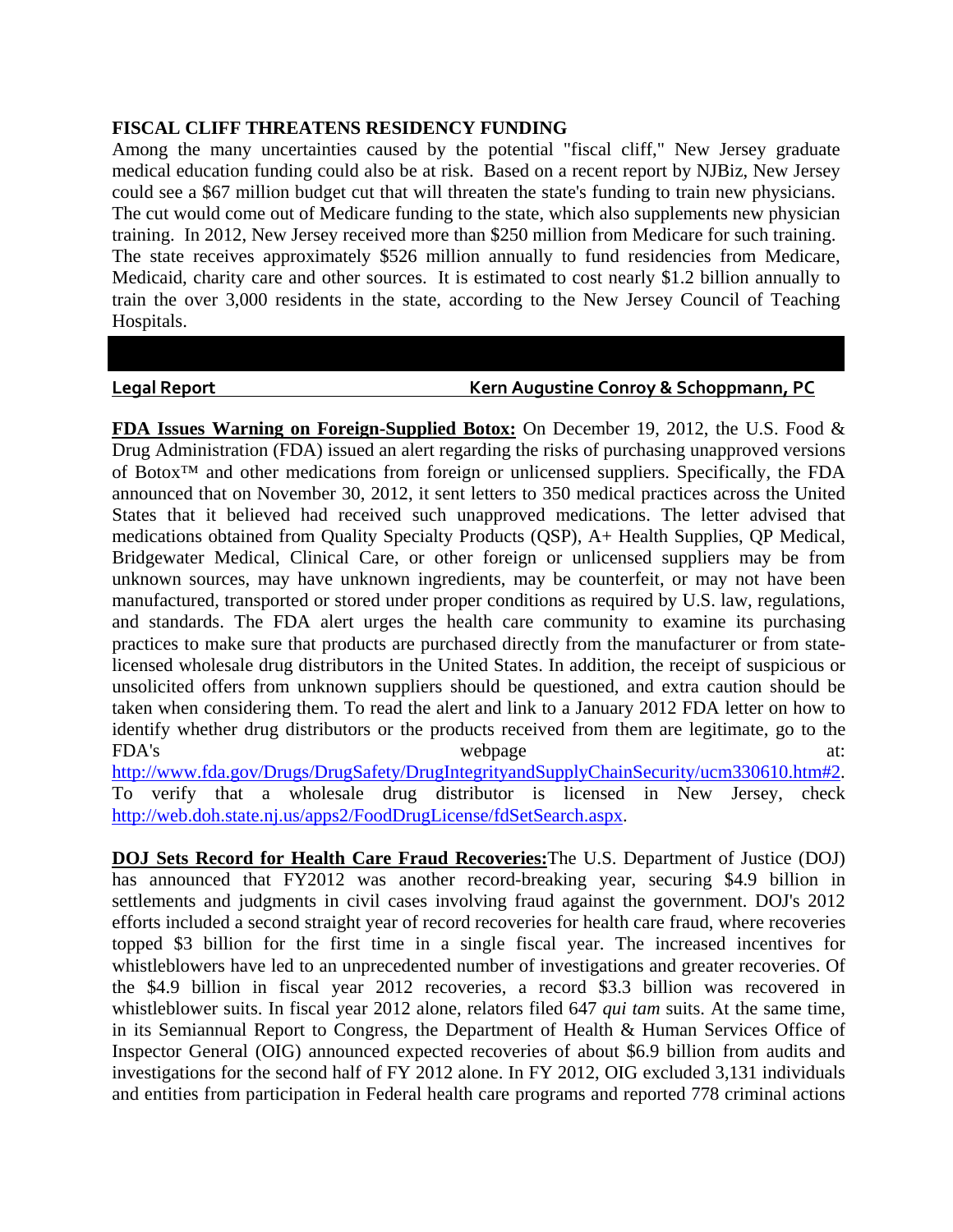## FISCAL CLIFF THREATENS RESIDENCY FUNDING

Among the many uncertainties caused by the potential "fiscal cliff," New Jersey graduate medical education funding could also be at risk. Based on a recent report by NJBiz, New Jersey could see a $67 million budget cut that will threaten the state's funding to train new physicians. The cut would come out of Medicare funding to the state, which also supplements new physician training. In 2012, New Jersey received more than $250 million from Medicare for such training. The state receives approximately $526 million annually to fund residencies from Medicare, Medicaid, charity care and other sources. It is estimated to cost nearly $1.2 billion annually to train the over 3,000 residents in the state, according to the New Jersey Council of Teaching Hospitals.

---

**Legal Report** — **Kern Augustine Conroy & Schoppmann, PC**

**FDA Issues Warning on Foreign-Supplied Botox:** On December 19, 2012, the U.S. Food & Drug Administration (FDA) issued an alert regarding the risks of purchasing unapproved versions of Botox™ and other medications from foreign or unlicensed suppliers. Specifically, the FDA announced that on November 30, 2012, it sent letters to 350 medical practices across the United States that it believed had received such unapproved medications. The letter advised that medications obtained from Quality Specialty Products (QSP), A+ Health Supplies, QP Medical, Bridgewater Medical, Clinical Care, or other foreign or unlicensed suppliers may be from unknown sources, may have unknown ingredients, may be counterfeit, or may not have been manufactured, transported or stored under proper conditions as required by U.S. law, regulations, and standards. The FDA alert urges the health care community to examine its purchasing practices to make sure that products are purchased directly from the manufacturer or from state-licensed wholesale drug distributors in the United States. In addition, the receipt of suspicious or unsolicited offers from unknown suppliers should be questioned, and extra caution should be taken when considering them. To read the alert and link to a January 2012 FDA letter on how to identify whether drug distributors or the products received from them are legitimate, go to the FDA's webpage at: http://www.fda.gov/Drugs/DrugSafety/DrugIntegrityandSupplyChainSecurity/ucm330610.htm#2. To verify that a wholesale drug distributor is licensed in New Jersey, check http://web.doh.state.nj.us/apps2/FoodDrugLicense/fdSetSearch.aspx.

**DOJ Sets Record for Health Care Fraud Recoveries:** The U.S. Department of Justice (DOJ) has announced that FY2012 was another record-breaking year, securing $4.9 billion in settlements and judgments in civil cases involving fraud against the government. DOJ's 2012 efforts included a second straight year of record recoveries for health care fraud, where recoveries topped $3 billion for the first time in a single fiscal year. The increased incentives for whistleblowers have led to an unprecedented number of investigations and greater recoveries. Of the $4.9 billion in fiscal year 2012 recoveries, a record $3.3 billion was recovered in whistleblower suits. In fiscal year 2012 alone, relators filed 647 *qui tam* suits. At the same time, in its Semiannual Report to Congress, the Department of Health & Human Services Office of Inspector General (OIG) announced expected recoveries of about $6.9 billion from audits and investigations for the second half of FY 2012 alone. In FY 2012, OIG excluded 3,131 individuals and entities from participation in Federal health care programs and reported 778 criminal actions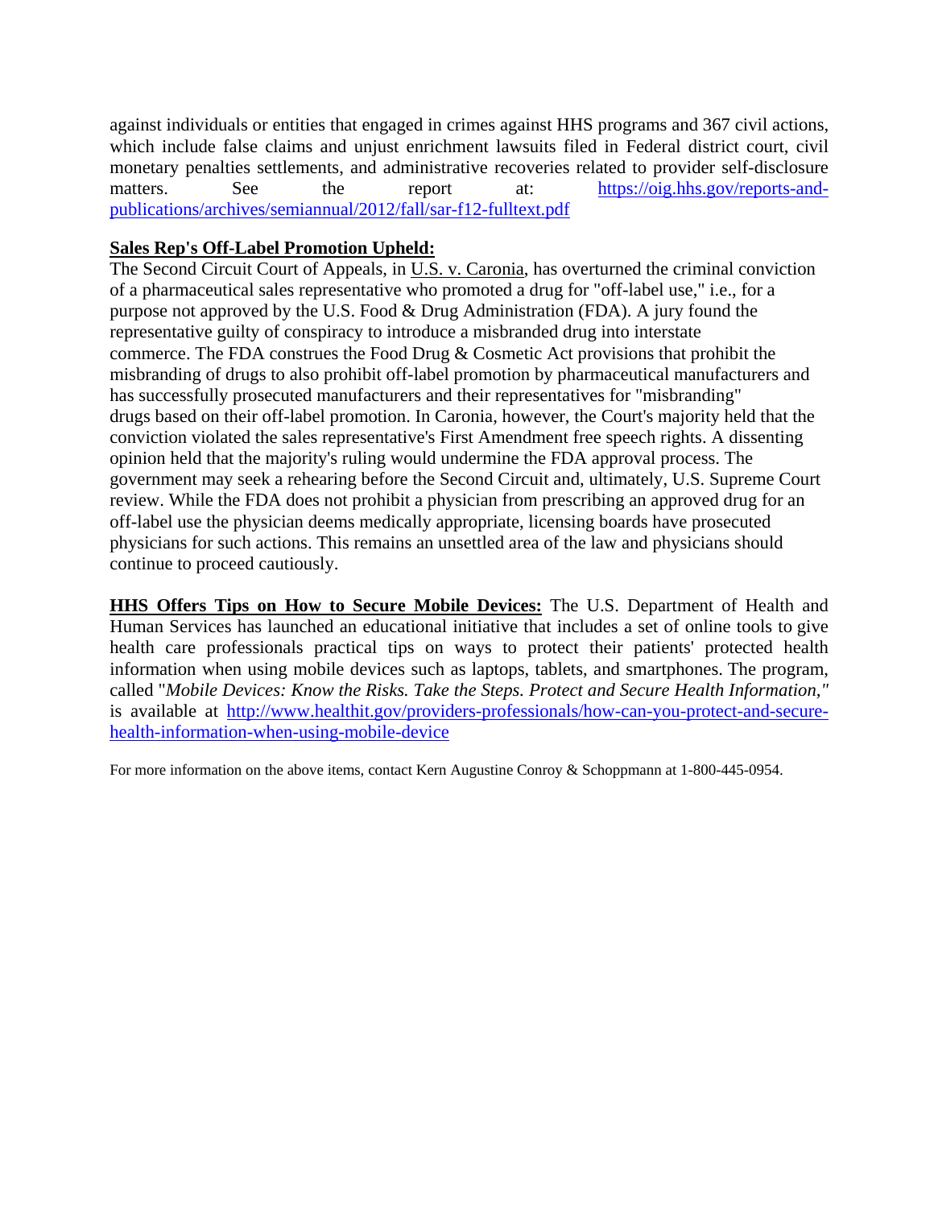against individuals or entities that engaged in crimes against HHS programs and 367 civil actions, which include false claims and unjust enrichment lawsuits filed in Federal district court, civil monetary penalties settlements, and administrative recoveries related to provider self-disclosure matters. See the report at: https://oig.hhs.gov/reports-and-publications/archives/semiannual/2012/fall/sar-f12-fulltext.pdf

**Sales Rep's Off-Label Promotion Upheld:**

The Second Circuit Court of Appeals, in U.S. v. Caronia, has overturned the criminal conviction of a pharmaceutical sales representative who promoted a drug for "off-label use," i.e., for a purpose not approved by the U.S. Food & Drug Administration (FDA). A jury found the representative guilty of conspiracy to introduce a misbranded drug into interstate commerce. The FDA construes the Food Drug & Cosmetic Act provisions that prohibit the misbranding of drugs to also prohibit off-label promotion by pharmaceutical manufacturers and has successfully prosecuted manufacturers and their representatives for "misbranding" drugs based on their off-label promotion. In Caronia, however, the Court's majority held that the conviction violated the sales representative's First Amendment free speech rights. A dissenting opinion held that the majority's ruling would undermine the FDA approval process. The government may seek a rehearing before the Second Circuit and, ultimately, U.S. Supreme Court review. While the FDA does not prohibit a physician from prescribing an approved drug for an off-label use the physician deems medically appropriate, licensing boards have prosecuted physicians for such actions. This remains an unsettled area of the law and physicians should continue to proceed cautiously.

**HHS Offers Tips on How to Secure Mobile Devices:** The U.S. Department of Health and Human Services has launched an educational initiative that includes a set of online tools to give health care professionals practical tips on ways to protect their patients' protected health information when using mobile devices such as laptops, tablets, and smartphones. The program, called "*Mobile Devices: Know the Risks. Take the Steps. Protect and Secure Health Information,"* is available at http://www.healthit.gov/providers-professionals/how-can-you-protect-and-secure-health-information-when-using-mobile-device

For more information on the above items, contact Kern Augustine Conroy & Schoppmann at 1-800-445-0954.